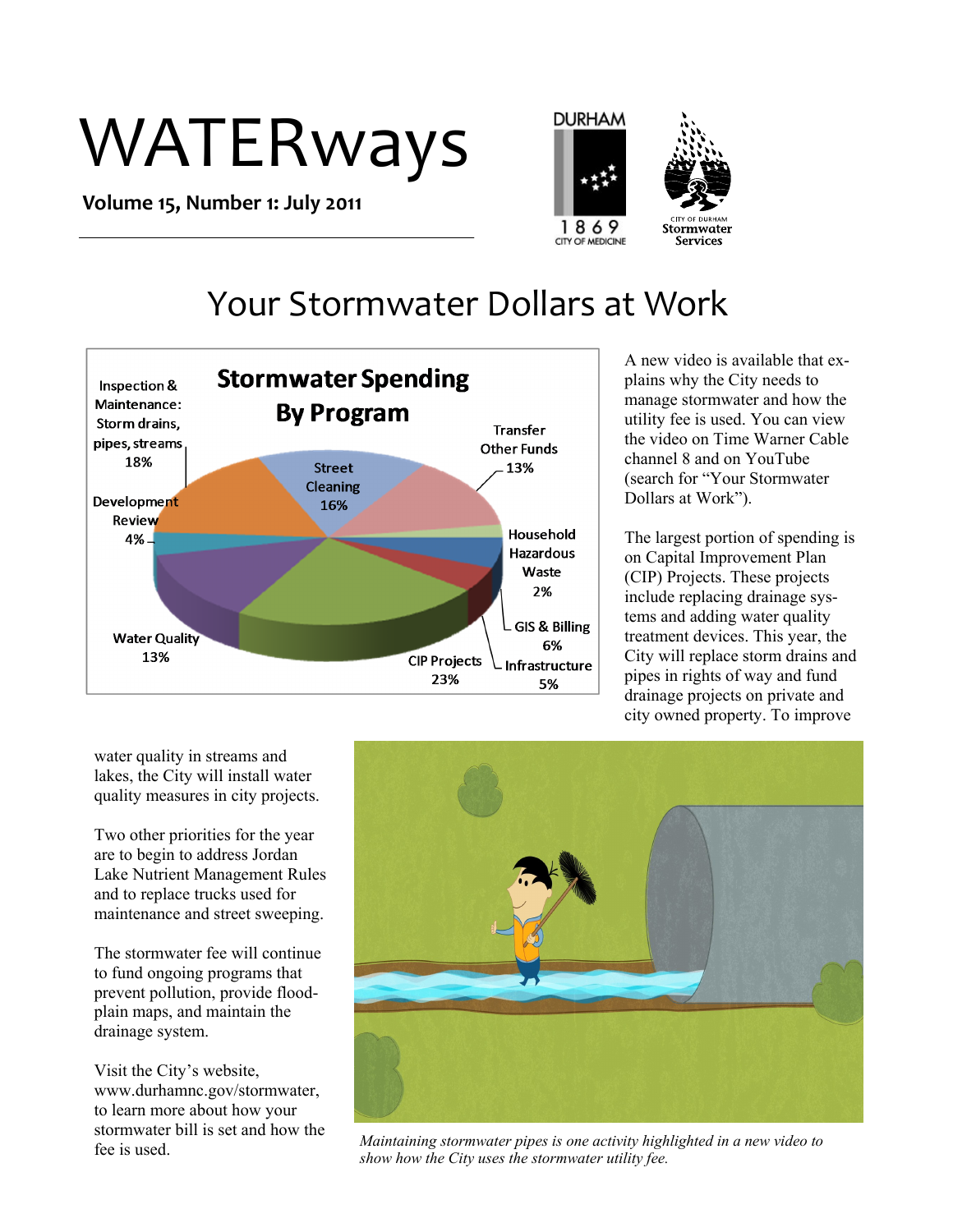# WATERways

**Volume 15, Number 1: July 2011**

## Your Stormwater Dollars at Work

**Stormwater Spending By Program**

- Inspection & Maintenance: Storm drains, pipes, streams 18%
- Street Cleaning 16%
- Transfer Other Funds 13%
- Household Hazardous Waste 2%
- GIS & Billing 6%
- Infrastructure 5%
- CIP Projects 23%
- Water Quality 13%
- Development Review 4%

A new video is available that explains why the City needs to manage stormwater and how the utility fee is used. You can view the video on Time Warner Cable channel 8 and on YouTube (search for "Your Stormwater Dollars at Work").

The largest portion of spending is on Capital Improvement Plan (CIP) Projects. These projects include replacing drainage systems and adding water quality treatment devices. This year, the City will replace storm drains and pipes in rights of way and fund drainage projects on private and city owned property. To improve water quality in streams and lakes, the City will install water quality measures in city projects.

Two other priorities for the year are to begin to address Jordan Lake Nutrient Management Rules and to replace trucks used for maintenance and street sweeping.

The stormwater fee will continue to fund ongoing programs that prevent pollution, provide floodplain maps, and maintain the drainage system.

Visit the City's website, www.durhamnc.gov/stormwater, to learn more about how your stormwater bill is set and how the fee is used.

*Maintaining stormwater pipes is one activity highlighted in a new video to show how the City uses the stormwater utility fee.*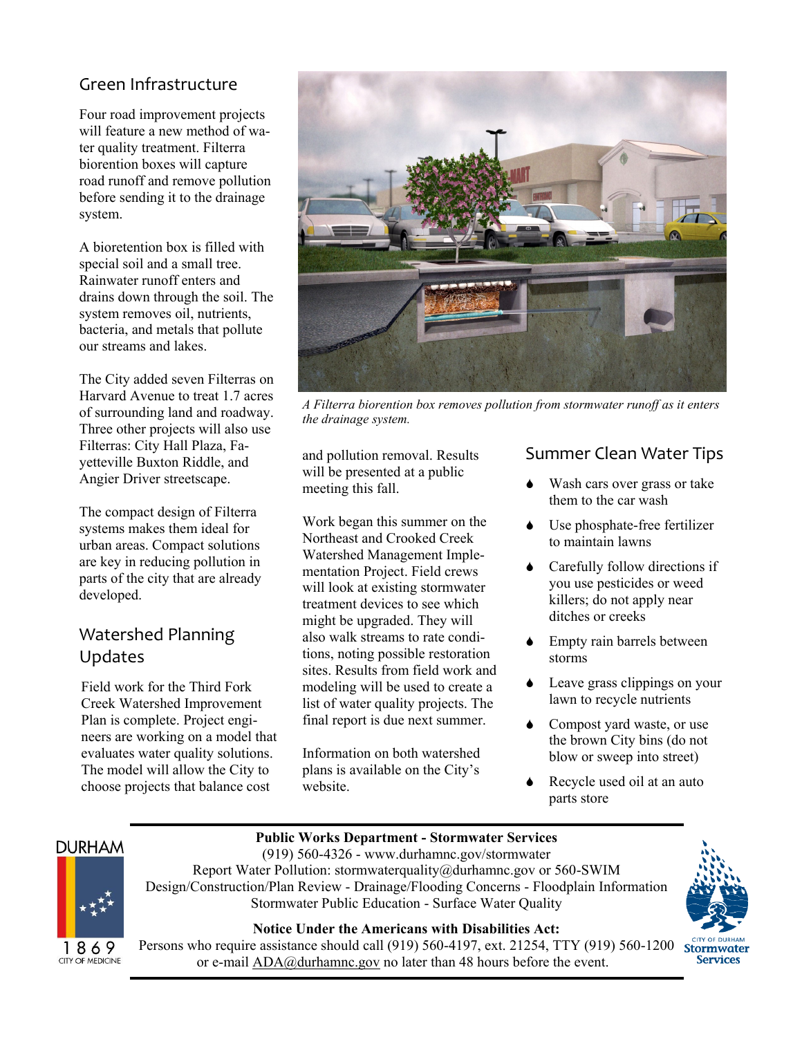## Green Infrastructure

Four road improvement projects will feature a new method of water quality treatment. Filterra biorention boxes will capture road runoff and remove pollution before sending it to the drainage system.

A bioretention box is filled with special soil and a small tree. Rainwater runoff enters and drains down through the soil. The system removes oil, nutrients, bacteria, and metals that pollute our streams and lakes.

The City added seven Filterras on Harvard Avenue to treat 1.7 acres of surrounding land and roadway. Three other projects will also use Filterras: City Hall Plaza, Fayetteville Buxton Riddle, and Angier Driver streetscape.

The compact design of Filterra systems makes them ideal for urban areas. Compact solutions are key in reducing pollution in parts of the city that are already developed.

*A Filterra biorention box removes pollution from stormwater runoff as it enters the drainage system.*

## Watershed Planning Updates

Field work for the Third Fork Creek Watershed Improvement Plan is complete. Project engineers are working on a model that evaluates water quality solutions. The model will allow the City to choose projects that balance cost and pollution removal. Results will be presented at a public meeting this fall.

Work began this summer on the Northeast and Crooked Creek Watershed Management Implementation Project. Field crews will look at existing stormwater treatment devices to see which might be upgraded. They will also walk streams to rate conditions, noting possible restoration sites. Results from field work and modeling will be used to create a list of water quality projects. The final report is due next summer.

Information on both watershed plans is available on the City's website.

## Summer Clean Water Tips

- Wash cars over grass or take them to the car wash
- Use phosphate-free fertilizer to maintain lawns
- Carefully follow directions if you use pesticides or weed killers; do not apply near ditches or creeks
- Empty rain barrels between storms
- Leave grass clippings on your lawn to recycle nutrients
- Compost yard waste, or use the brown City bins (do not blow or sweep into street)
- Recycle used oil at an auto parts store

DURHAM
1869
CITY OF MEDICINE

**Public Works Department - Stormwater Services**
(919) 560-4326 - www.durhamnc.gov/stormwater
Report Water Pollution: stormwaterquality@durhamnc.gov or 560-SWIM
Design/Construction/Plan Review - Drainage/Flooding Concerns - Floodplain Information
Stormwater Public Education - Surface Water Quality

**Notice Under the Americans with Disabilities Act:**
Persons who require assistance should call (919) 560-4197, ext. 21254, TTY (919) 560-1200 or e-mail ADA@durhamnc.gov no later than 48 hours before the event.

CITY OF DURHAM Stormwater Services